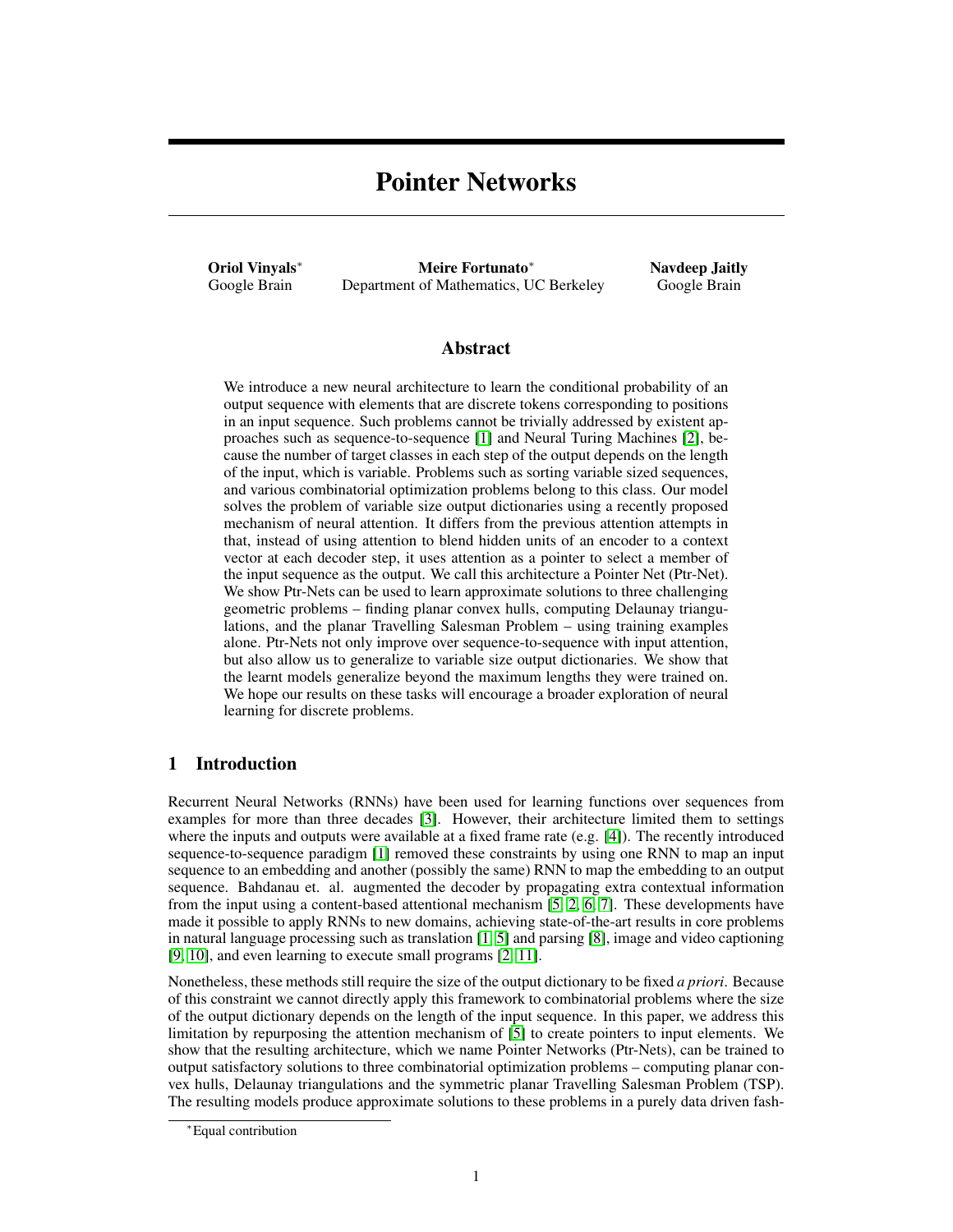# Pointer Networks

**Oriol Vinyals**[∗]
Google Brain

**Meire Fortunato**[∗]
Department of Mathematics, UC Berkeley

**Navdeep Jaitly**
Google Brain

## Abstract

We introduce a new neural architecture to learn the conditional probability of an output sequence with elements that are discrete tokens corresponding to positions in an input sequence. Such problems cannot be trivially addressed by existent approaches such as sequence-to-sequence [1] and Neural Turing Machines [2], because the number of target classes in each step of the output depends on the length of the input, which is variable. Problems such as sorting variable sized sequences, and various combinatorial optimization problems belong to this class. Our model solves the problem of variable size output dictionaries using a recently proposed mechanism of neural attention. It differs from the previous attention attempts in that, instead of using attention to blend hidden units of an encoder to a context vector at each decoder step, it uses attention as a pointer to select a member of the input sequence as the output. We call this architecture a Pointer Net (Ptr-Net). We show Ptr-Nets can be used to learn approximate solutions to three challenging geometric problems – finding planar convex hulls, computing Delaunay triangulations, and the planar Travelling Salesman Problem – using training examples alone. Ptr-Nets not only improve over sequence-to-sequence with input attention, but also allow us to generalize to variable size output dictionaries. We show that the learnt models generalize beyond the maximum lengths they were trained on. We hope our results on these tasks will encourage a broader exploration of neural learning for discrete problems.

## 1 Introduction

Recurrent Neural Networks (RNNs) have been used for learning functions over sequences from examples for more than three decades [3]. However, their architecture limited them to settings where the inputs and outputs were available at a fixed frame rate (e.g. [4]). The recently introduced sequence-to-sequence paradigm [1] removed these constraints by using one RNN to map an input sequence to an embedding and another (possibly the same) RNN to map the embedding to an output sequence. Bahdanau et. al. augmented the decoder by propagating extra contextual information from the input using a content-based attentional mechanism [5, 2, 6, 7]. These developments have made it possible to apply RNNs to new domains, achieving state-of-the-art results in core problems in natural language processing such as translation [1, 5] and parsing [8], image and video captioning [9, 10], and even learning to execute small programs [2, 11].

Nonetheless, these methods still require the size of the output dictionary to be fixed *a priori*. Because of this constraint we cannot directly apply this framework to combinatorial problems where the size of the output dictionary depends on the length of the input sequence. In this paper, we address this limitation by repurposing the attention mechanism of [5] to create pointers to input elements. We show that the resulting architecture, which we name Pointer Networks (Ptr-Nets), can be trained to output satisfactory solutions to three combinatorial optimization problems – computing planar convex hulls, Delaunay triangulations and the symmetric planar Travelling Salesman Problem (TSP). The resulting models produce approximate solutions to these problems in a purely data driven fash-

[∗]Equal contribution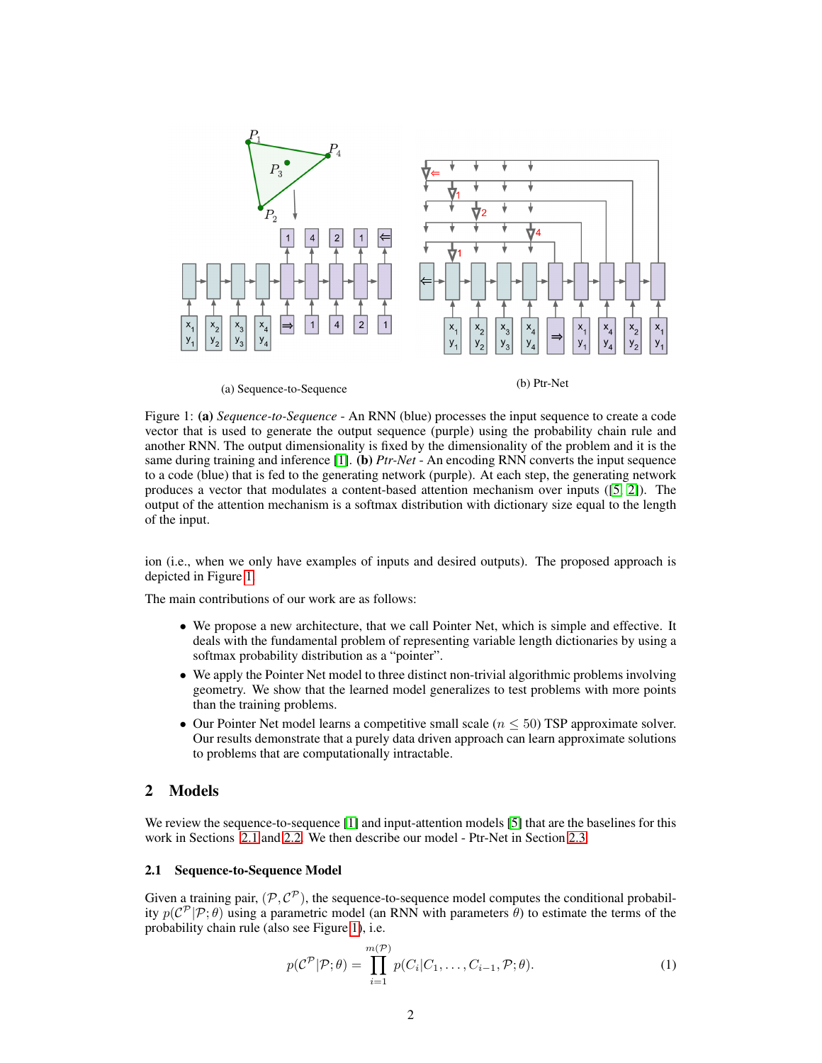(a) Sequence-to-Sequence

(b) Ptr-Net

Figure 1: **(a)** *Sequence-to-Sequence* - An RNN (blue) processes the input sequence to create a code vector that is used to generate the output sequence (purple) using the probability chain rule and another RNN. The output dimensionality is fixed by the dimensionality of the problem and it is the same during training and inference [1]. **(b)** *Ptr-Net* - An encoding RNN converts the input sequence to a code (blue) that is fed to the generating network (purple). At each step, the generating network produces a vector that modulates a content-based attention mechanism over inputs ([5, 2]). The output of the attention mechanism is a softmax distribution with dictionary size equal to the length of the input.

ion (i.e., when we only have examples of inputs and desired outputs). The proposed approach is depicted in Figure 1.

The main contributions of our work are as follows:

- We propose a new architecture, that we call Pointer Net, which is simple and effective. It deals with the fundamental problem of representing variable length dictionaries by using a softmax probability distribution as a "pointer".
- We apply the Pointer Net model to three distinct non-trivial algorithmic problems involving geometry. We show that the learned model generalizes to test problems with more points than the training problems.
- Our Pointer Net model learns a competitive small scale ($n \leq 50$) TSP approximate solver. Our results demonstrate that a purely data driven approach can learn approximate solutions to problems that are computationally intractable.

## 2 Models

We review the sequence-to-sequence [1] and input-attention models [5] that are the baselines for this work in Sections 2.1 and 2.2. We then describe our model - Ptr-Net in Section 2.3.

### 2.1 Sequence-to-Sequence Model

Given a training pair, $(\mathcal{P}, \mathcal{C}^{\mathcal{P}})$, the sequence-to-sequence model computes the conditional probability $p(\mathcal{C}^{\mathcal{P}}|\mathcal{P};\theta)$ using a parametric model (an RNN with parameters $\theta$) to estimate the terms of the probability chain rule (also see Figure 1), i.e.

$$p(\mathcal{C}^{\mathcal{P}}|\mathcal{P};\theta) = \prod_{i=1}^{m(\mathcal{P})} p(C_i|C_1,\ldots,C_{i-1},\mathcal{P};\theta). \tag{1}$$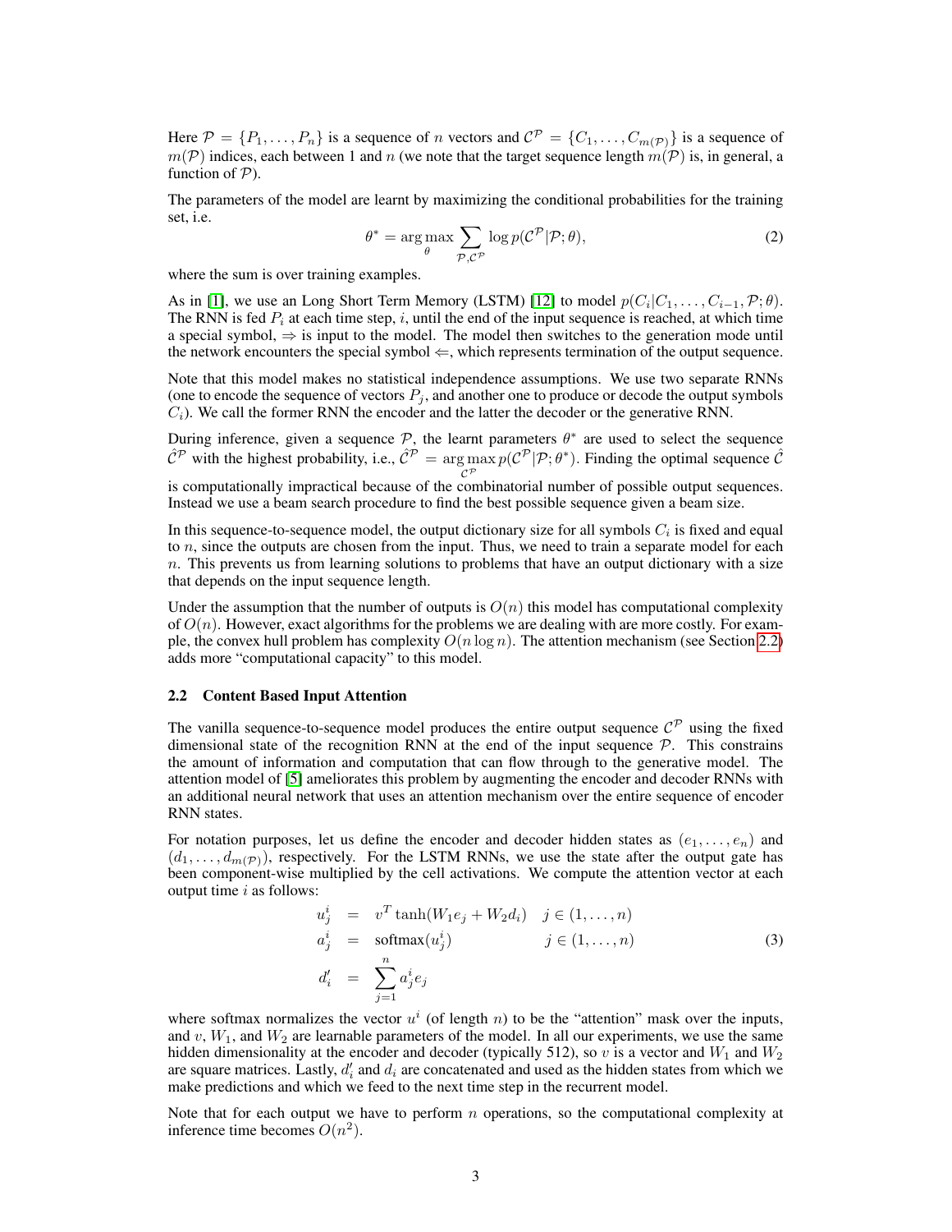Here $\mathcal{P} = \{P_1, \ldots, P_n\}$ is a sequence of $n$ vectors and $\mathcal{C}^{\mathcal{P}} = \{C_1, \ldots, C_{m(\mathcal{P})}\}$ is a sequence of $m(\mathcal{P})$ indices, each between 1 and $n$ (we note that the target sequence length $m(\mathcal{P})$ is, in general, a function of $\mathcal{P}$).

The parameters of the model are learnt by maximizing the conditional probabilities for the training set, i.e.

$$\theta^* = \arg\max_{\theta} \sum_{\mathcal{P}, \mathcal{C}^{\mathcal{P}}} \log p(\mathcal{C}^{\mathcal{P}} | \mathcal{P}; \theta), \tag{2}$$

where the sum is over training examples.

As in [1], we use an Long Short Term Memory (LSTM) [12] to model $p(C_i | C_1, \ldots, C_{i-1}, \mathcal{P}; \theta)$. The RNN is fed $P_i$ at each time step, $i$, until the end of the input sequence is reached, at which time a special symbol, $\Rightarrow$ is input to the model. The model then switches to the generation mode until the network encounters the special symbol $\Leftarrow$, which represents termination of the output sequence.

Note that this model makes no statistical independence assumptions. We use two separate RNNs (one to encode the sequence of vectors $P_j$, and another one to produce or decode the output symbols $C_i$). We call the former RNN the encoder and the latter the decoder or the generative RNN.

During inference, given a sequence $\mathcal{P}$, the learnt parameters $\theta^*$ are used to select the sequence $\hat{\mathcal{C}}^{\mathcal{P}}$ with the highest probability, i.e., $\hat{\mathcal{C}}^{\mathcal{P}} = \arg\max_{\mathcal{C}^{\mathcal{P}}} p(\mathcal{C}^{\mathcal{P}} | \mathcal{P}; \theta^*)$. Finding the optimal sequence $\hat{\mathcal{C}}$ is computationally impractical because of the combinatorial number of possible output sequences. Instead we use a beam search procedure to find the best possible sequence given a beam size.

In this sequence-to-sequence model, the output dictionary size for all symbols $C_i$ is fixed and equal to $n$, since the outputs are chosen from the input. Thus, we need to train a separate model for each $n$. This prevents us from learning solutions to problems that have an output dictionary with a size that depends on the input sequence length.

Under the assumption that the number of outputs is $O(n)$ this model has computational complexity of $O(n)$. However, exact algorithms for the problems we are dealing with are more costly. For example, the convex hull problem has complexity $O(n \log n)$. The attention mechanism (see Section 2.2) adds more "computational capacity" to this model.

### 2.2 Content Based Input Attention

The vanilla sequence-to-sequence model produces the entire output sequence $\mathcal{C}^{\mathcal{P}}$ using the fixed dimensional state of the recognition RNN at the end of the input sequence $\mathcal{P}$. This constrains the amount of information and computation that can flow through to the generative model. The attention model of [5] ameliorates this problem by augmenting the encoder and decoder RNNs with an additional neural network that uses an attention mechanism over the entire sequence of encoder RNN states.

For notation purposes, let us define the encoder and decoder hidden states as $(e_1, \ldots, e_n)$ and $(d_1, \ldots, d_{m(\mathcal{P})})$, respectively. For the LSTM RNNs, we use the state after the output gate has been component-wise multiplied by the cell activations. We compute the attention vector at each output time $i$ as follows:

$$\begin{aligned}
u^i_j &= v^T \tanh(W_1 e_j + W_2 d_i) \quad & j \in (1, \ldots, n) \\
a^i_j &= \text{softmax}(u^i_j) \quad & j \in (1, \ldots, n) \\
d'_i &= \sum_{j=1}^{n} a^i_j e_j &
\end{aligned} \tag{3}$$

where softmax normalizes the vector $u^i$ (of length $n$) to be the "attention" mask over the inputs, and $v$, $W_1$, and $W_2$ are learnable parameters of the model. In all our experiments, we use the same hidden dimensionality at the encoder and decoder (typically 512), so $v$ is a vector and $W_1$ and $W_2$ are square matrices. Lastly, $d'_i$ and $d_i$ are concatenated and used as the hidden states from which we make predictions and which we feed to the next time step in the recurrent model.

Note that for each output we have to perform $n$ operations, so the computational complexity at inference time becomes $O(n^2)$.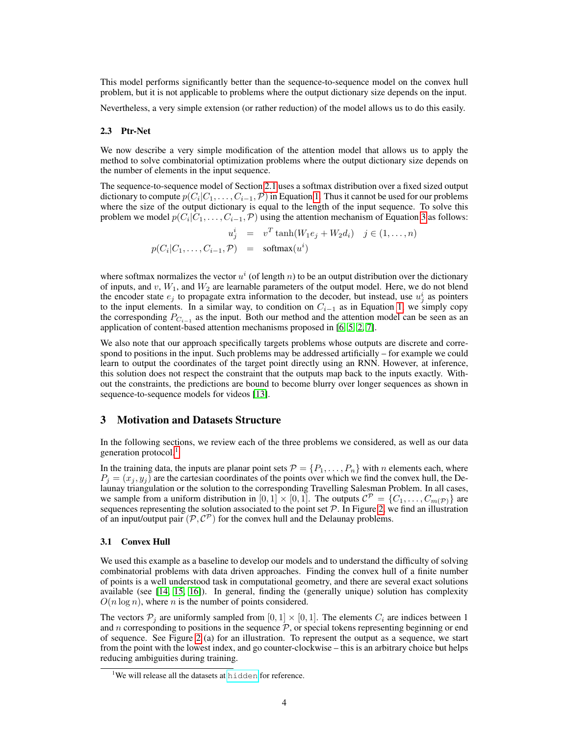This model performs significantly better than the sequence-to-sequence model on the convex hull problem, but it is not applicable to problems where the output dictionary size depends on the input.

Nevertheless, a very simple extension (or rather reduction) of the model allows us to do this easily.

### 2.3 Ptr-Net

We now describe a very simple modification of the attention model that allows us to apply the method to solve combinatorial optimization problems where the output dictionary size depends on the number of elements in the input sequence.

The sequence-to-sequence model of Section 2.1 uses a softmax distribution over a fixed sized output dictionary to compute $p(C_i|C_1, \ldots, C_{i-1}, \mathcal{P})$ in Equation 1. Thus it cannot be used for our problems where the size of the output dictionary is equal to the length of the input sequence. To solve this problem we model $p(C_i|C_1, \ldots, C_{i-1}, \mathcal{P})$ using the attention mechanism of Equation 3 as follows:

$$
\begin{aligned}
u^i_j &= v^T \tanh(W_1 e_j + W_2 d_i) \quad j \in (1, \ldots, n) \\
p(C_i|C_1, \ldots, C_{i-1}, \mathcal{P}) &= \text{softmax}(u^i)
\end{aligned}
$$

where softmax normalizes the vector $u^i$ (of length $n$) to be an output distribution over the dictionary of inputs, and $v$, $W_1$, and $W_2$ are learnable parameters of the output model. Here, we do not blend the encoder state $e_j$ to propagate extra information to the decoder, but instead, use $u^i_j$ as pointers to the input elements. In a similar way, to condition on $C_{i-1}$ as in Equation 1, we simply copy the corresponding $P_{C_{i-1}}$ as the input. Both our method and the attention model can be seen as an application of content-based attention mechanisms proposed in [6, 5, 2, 7].

We also note that our approach specifically targets problems whose outputs are discrete and correspond to positions in the input. Such problems may be addressed artificially – for example we could learn to output the coordinates of the target point directly using an RNN. However, at inference, this solution does not respect the constraint that the outputs map back to the inputs exactly. Without the constraints, the predictions are bound to become blurry over longer sequences as shown in sequence-to-sequence models for videos [13].

## 3 Motivation and Datasets Structure

In the following sections, we review each of the three problems we considered, as well as our data generation protocol.[1]

In the training data, the inputs are planar point sets $\mathcal{P} = \{P_1, \ldots, P_n\}$ with $n$ elements each, where $P_j = (x_j, y_j)$ are the cartesian coordinates of the points over which we find the convex hull, the Delaunay triangulation or the solution to the corresponding Travelling Salesman Problem. In all cases, we sample from a uniform distribution in $[0, 1] \times [0, 1]$. The outputs $\mathcal{C}^{\mathcal{P}} = \{C_1, \ldots, C_{m(\mathcal{P})}\}$ are sequences representing the solution associated to the point set $\mathcal{P}$. In Figure 2, we find an illustration of an input/output pair $(\mathcal{P}, \mathcal{C}^{\mathcal{P}})$ for the convex hull and the Delaunay problems.

### 3.1 Convex Hull

We used this example as a baseline to develop our models and to understand the difficulty of solving combinatorial problems with data driven approaches. Finding the convex hull of a finite number of points is a well understood task in computational geometry, and there are several exact solutions available (see [14, 15, 16]). In general, finding the (generally unique) solution has complexity $O(n \log n)$, where $n$ is the number of points considered.

The vectors $\mathcal{P}_j$ are uniformly sampled from $[0, 1] \times [0, 1]$. The elements $C_i$ are indices between 1 and $n$ corresponding to positions in the sequence $\mathcal{P}$, or special tokens representing beginning or end of sequence. See Figure 2 (a) for an illustration. To represent the output as a sequence, we start from the point with the lowest index, and go counter-clockwise – this is an arbitrary choice but helps reducing ambiguities during training.

[1] We will release all the datasets at hidden for reference.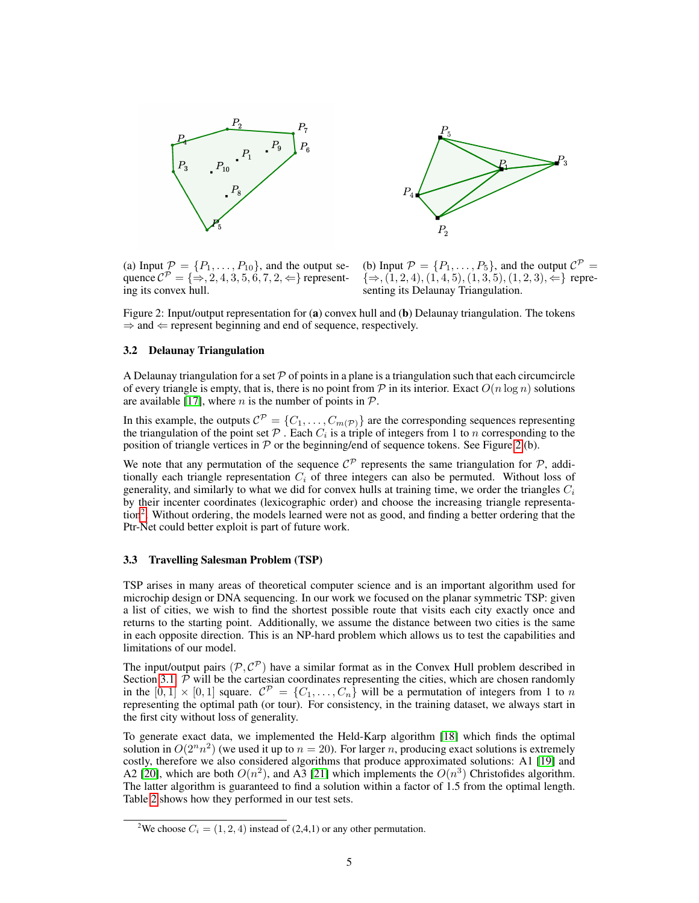(a) Input $\mathcal{P} = \{P_1, \ldots, P_{10}\}$, and the output sequence $\mathcal{C}^{\mathcal{P}} = \{\Rightarrow, 2, 4, 3, 5, 6, 7, 2, \Leftarrow\}$ representing its convex hull.

(b) Input $\mathcal{P} = \{P_1, \ldots, P_5\}$, and the output $\mathcal{C}^{\mathcal{P}} = \{\Rightarrow, (1, 2, 4), (1, 4, 5), (1, 3, 5), (1, 2, 3), \Leftarrow\}$ representing its Delaunay Triangulation.

Figure 2: Input/output representation for (**a**) convex hull and (**b**) Delaunay triangulation. The tokens $\Rightarrow$ and $\Leftarrow$ represent beginning and end of sequence, respectively.

### 3.2 Delaunay Triangulation

A Delaunay triangulation for a set $\mathcal{P}$ of points in a plane is a triangulation such that each circumcircle of every triangle is empty, that is, there is no point from $\mathcal{P}$ in its interior. Exact $O(n \log n)$ solutions are available [17], where $n$ is the number of points in $\mathcal{P}$.

In this example, the outputs $\mathcal{C}^{\mathcal{P}} = \{C_1, \ldots, C_{m(\mathcal{P})}\}$ are the corresponding sequences representing the triangulation of the point set $\mathcal{P}$ . Each $C_i$ is a triple of integers from 1 to $n$ corresponding to the position of triangle vertices in $\mathcal{P}$ or the beginning/end of sequence tokens. See Figure 2(b).

We note that any permutation of the sequence $\mathcal{C}^{\mathcal{P}}$ represents the same triangulation for $\mathcal{P}$, additionally each triangle representation $C_i$ of three integers can also be permuted. Without loss of generality, and similarly to what we did for convex hulls at training time, we order the triangles $C_i$ by their incenter coordinates (lexicographic order) and choose the increasing triangle representation[2]. Without ordering, the models learned were not as good, and finding a better ordering that the Ptr-Net could better exploit is part of future work.

### 3.3 Travelling Salesman Problem (TSP)

TSP arises in many areas of theoretical computer science and is an important algorithm used for microchip design or DNA sequencing. In our work we focused on the planar symmetric TSP: given a list of cities, we wish to find the shortest possible route that visits each city exactly once and returns to the starting point. Additionally, we assume the distance between two cities is the same in each opposite direction. This is an NP-hard problem which allows us to test the capabilities and limitations of our model.

The input/output pairs $(\mathcal{P}, \mathcal{C}^{\mathcal{P}})$ have a similar format as in the Convex Hull problem described in Section 3.1. $\mathcal{P}$ will be the cartesian coordinates representing the cities, which are chosen randomly in the $[0, 1] \times [0, 1]$ square. $\mathcal{C}^{\mathcal{P}} = \{C_1, \ldots, C_n\}$ will be a permutation of integers from 1 to $n$ representing the optimal path (or tour). For consistency, in the training dataset, we always start in the first city without loss of generality.

To generate exact data, we implemented the Held-Karp algorithm [18] which finds the optimal solution in $O(2^n n^2)$ (we used it up to $n = 20$). For larger $n$, producing exact solutions is extremely costly, therefore we also considered algorithms that produce approximated solutions: A1 [19] and A2 [20], which are both $O(n^2)$, and A3 [21] which implements the $O(n^3)$ Christofides algorithm. The latter algorithm is guaranteed to find a solution within a factor of 1.5 from the optimal length. Table 2 shows how they performed in our test sets.

[2] We choose $C_i = (1, 2, 4)$ instead of (2,4,1) or any other permutation.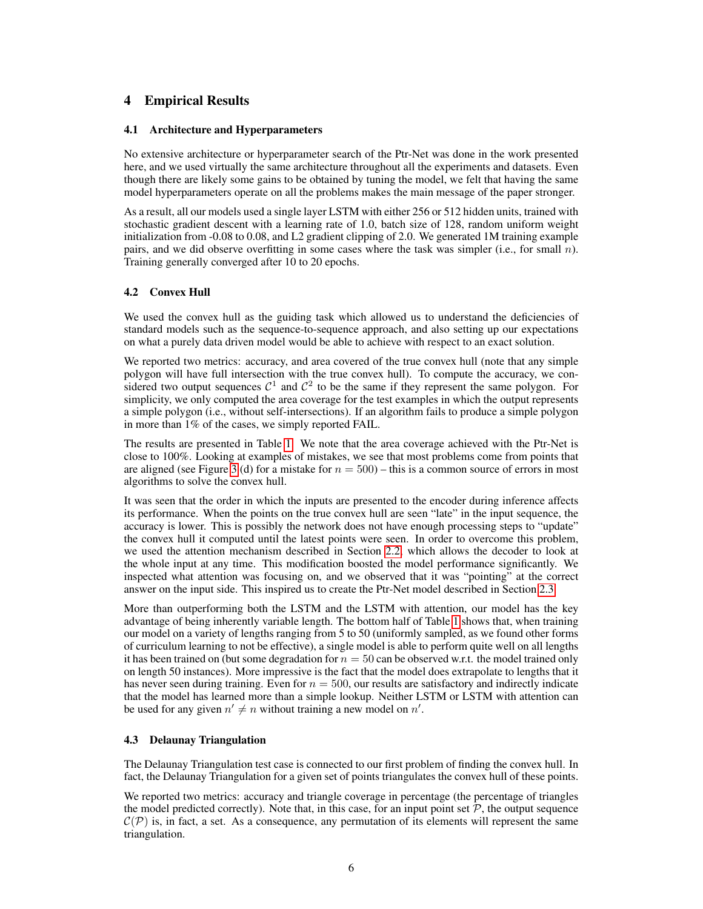## 4 Empirical Results

### 4.1 Architecture and Hyperparameters

No extensive architecture or hyperparameter search of the Ptr-Net was done in the work presented here, and we used virtually the same architecture throughout all the experiments and datasets. Even though there are likely some gains to be obtained by tuning the model, we felt that having the same model hyperparameters operate on all the problems makes the main message of the paper stronger.

As a result, all our models used a single layer LSTM with either 256 or 512 hidden units, trained with stochastic gradient descent with a learning rate of 1.0, batch size of 128, random uniform weight initialization from -0.08 to 0.08, and L2 gradient clipping of 2.0. We generated 1M training example pairs, and we did observe overfitting in some cases where the task was simpler (i.e., for small $n$). Training generally converged after 10 to 20 epochs.

### 4.2 Convex Hull

We used the convex hull as the guiding task which allowed us to understand the deficiencies of standard models such as the sequence-to-sequence approach, and also setting up our expectations on what a purely data driven model would be able to achieve with respect to an exact solution.

We reported two metrics: accuracy, and area covered of the true convex hull (note that any simple polygon will have full intersection with the true convex hull). To compute the accuracy, we considered two output sequences $\mathcal{C}^1$ and $\mathcal{C}^2$ to be the same if they represent the same polygon. For simplicity, we only computed the area coverage for the test examples in which the output represents a simple polygon (i.e., without self-intersections). If an algorithm fails to produce a simple polygon in more than 1% of the cases, we simply reported FAIL.

The results are presented in Table 1. We note that the area coverage achieved with the Ptr-Net is close to 100%. Looking at examples of mistakes, we see that most problems come from points that are aligned (see Figure 3 (d) for a mistake for $n = 500$) – this is a common source of errors in most algorithms to solve the convex hull.

It was seen that the order in which the inputs are presented to the encoder during inference affects its performance. When the points on the true convex hull are seen "late" in the input sequence, the accuracy is lower. This is possibly the network does not have enough processing steps to "update" the convex hull it computed until the latest points were seen. In order to overcome this problem, we used the attention mechanism described in Section 2.2, which allows the decoder to look at the whole input at any time. This modification boosted the model performance significantly. We inspected what attention was focusing on, and we observed that it was "pointing" at the correct answer on the input side. This inspired us to create the Ptr-Net model described in Section 2.3.

More than outperforming both the LSTM and the LSTM with attention, our model has the key advantage of being inherently variable length. The bottom half of Table 1 shows that, when training our model on a variety of lengths ranging from 5 to 50 (uniformly sampled, as we found other forms of curriculum learning to not be effective), a single model is able to perform quite well on all lengths it has been trained on (but some degradation for $n = 50$ can be observed w.r.t. the model trained only on length 50 instances). More impressive is the fact that the model does extrapolate to lengths that it has never seen during training. Even for $n = 500$, our results are satisfactory and indirectly indicate that the model has learned more than a simple lookup. Neither LSTM or LSTM with attention can be used for any given $n' \neq n$ without training a new model on $n'$.

### 4.3 Delaunay Triangulation

The Delaunay Triangulation test case is connected to our first problem of finding the convex hull. In fact, the Delaunay Triangulation for a given set of points triangulates the convex hull of these points.

We reported two metrics: accuracy and triangle coverage in percentage (the percentage of triangles the model predicted correctly). Note that, in this case, for an input point set $\mathcal{P}$, the output sequence $\mathcal{C}(\mathcal{P})$ is, in fact, a set. As a consequence, any permutation of its elements will represent the same triangulation.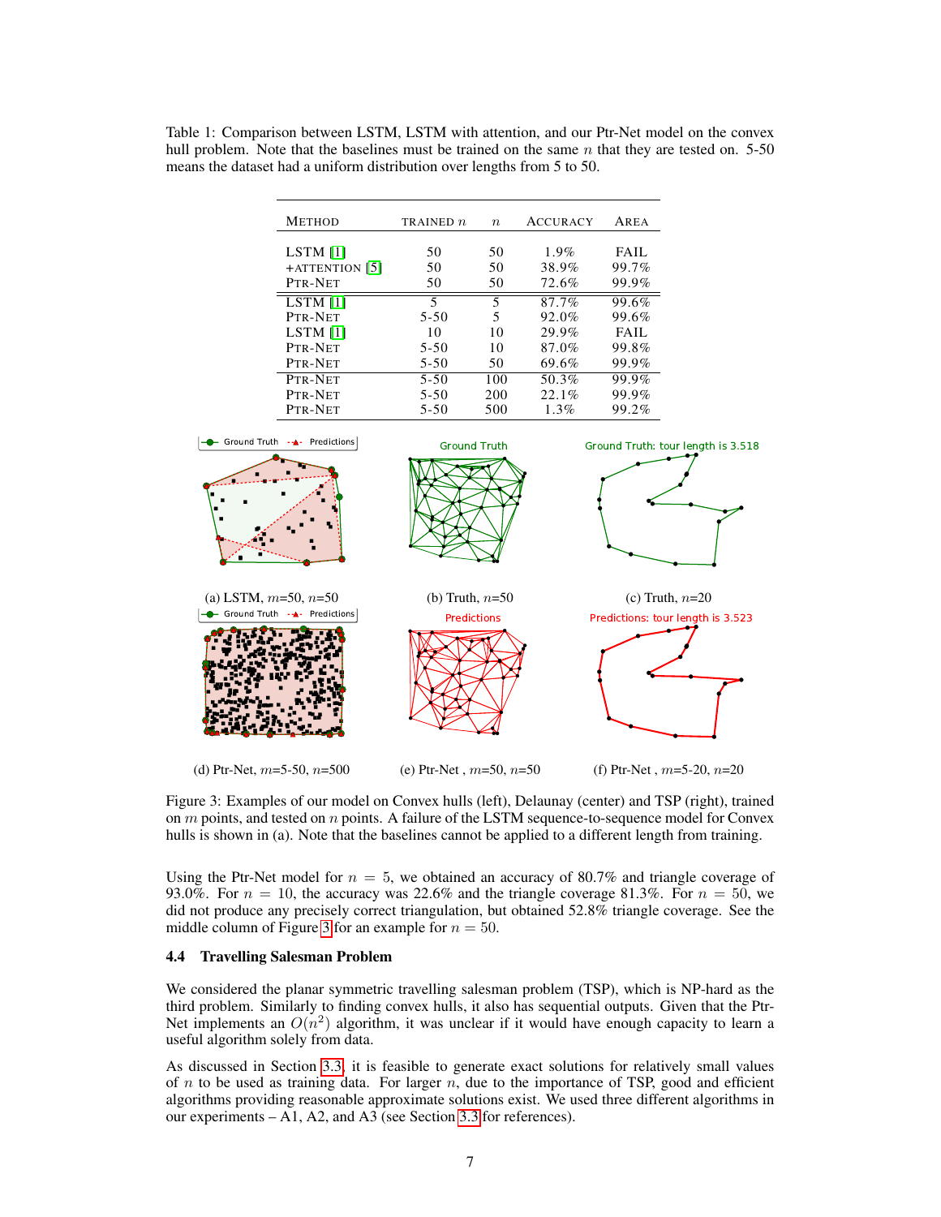Table 1: Comparison between LSTM, LSTM with attention, and our Ptr-Net model on the convex hull problem. Note that the baselines must be trained on the same $n$ that they are tested on. 5-50 means the dataset had a uniform distribution over lengths from 5 to 50.

| METHOD | TRAINED $n$ | $n$ | ACCURACY | AREA |
|---|---|---|---|---|
| LSTM [1] | 50 | 50 | 1.9% | FAIL |
| +ATTENTION [5] | 50 | 50 | 38.9% | 99.7% |
| PTR-NET | 50 | 50 | 72.6% | 99.9% |
| LSTM [1] | 5 | 5 | 87.7% | 99.6% |
| PTR-NET | 5-50 | 5 | 92.0% | 99.6% |
| LSTM [1] | 10 | 10 | 29.9% | FAIL |
| PTR-NET | 5-50 | 10 | 87.0% | 99.8% |
| PTR-NET | 5-50 | 50 | 69.6% | 99.9% |
| PTR-NET | 5-50 | 100 | 50.3% | 99.9% |
| PTR-NET | 5-50 | 200 | 22.1% | 99.9% |
| PTR-NET | 5-50 | 500 | 1.3% | 99.2% |

(a) LSTM, $m$=50, $n$=50 (b) Truth, $n$=50 (c) Truth, $n$=20

(d) Ptr-Net, $m$=5-50, $n$=500 (e) Ptr-Net , $m$=50, $n$=50 (f) Ptr-Net , $m$=5-20, $n$=20

Figure 3: Examples of our model on Convex hulls (left), Delaunay (center) and TSP (right), trained on $m$ points, and tested on $n$ points. A failure of the LSTM sequence-to-sequence model for Convex hulls is shown in (a). Note that the baselines cannot be applied to a different length from training.

Using the Ptr-Net model for $n = 5$, we obtained an accuracy of 80.7% and triangle coverage of 93.0%. For $n = 10$, the accuracy was 22.6% and the triangle coverage 81.3%. For $n = 50$, we did not produce any precisely correct triangulation, but obtained 52.8% triangle coverage. See the middle column of Figure 3 for an example for $n = 50$.

### 4.4 Travelling Salesman Problem

We considered the planar symmetric travelling salesman problem (TSP), which is NP-hard as the third problem. Similarly to finding convex hulls, it also has sequential outputs. Given that the Ptr-Net implements an $O(n^2)$ algorithm, it was unclear if it would have enough capacity to learn a useful algorithm solely from data.

As discussed in Section 3.3, it is feasible to generate exact solutions for relatively small values of $n$ to be used as training data. For larger $n$, due to the importance of TSP, good and efficient algorithms providing reasonable approximate solutions exist. We used three different algorithms in our experiments – A1, A2, and A3 (see Section 3.3 for references).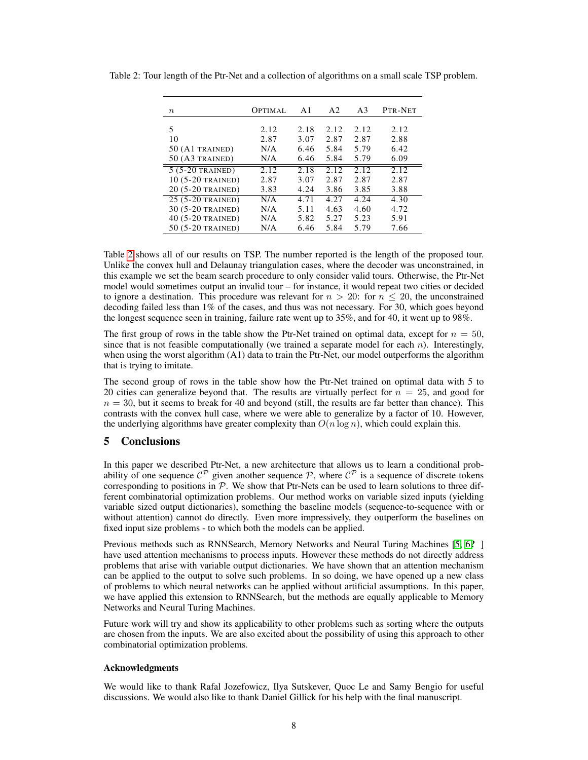Table 2: Tour length of the Ptr-Net and a collection of algorithms on a small scale TSP problem.

| $n$ | OPTIMAL | A1 | A2 | A3 | PTR-NET |
|---|---|---|---|---|---|
| 5 | 2.12 | 2.18 | 2.12 | 2.12 | 2.12 |
| 10 | 2.87 | 3.07 | 2.87 | 2.87 | 2.88 |
| 50 (A1 TRAINED) | N/A | 6.46 | 5.84 | 5.79 | 6.42 |
| 50 (A3 TRAINED) | N/A | 6.46 | 5.84 | 5.79 | 6.09 |
| 5 (5-20 TRAINED) | 2.12 | 2.18 | 2.12 | 2.12 | 2.12 |
| 10 (5-20 TRAINED) | 2.87 | 3.07 | 2.87 | 2.87 | 2.87 |
| 20 (5-20 TRAINED) | 3.83 | 4.24 | 3.86 | 3.85 | 3.88 |
| 25 (5-20 TRAINED) | N/A | 4.71 | 4.27 | 4.24 | 4.30 |
| 30 (5-20 TRAINED) | N/A | 5.11 | 4.63 | 4.60 | 4.72 |
| 40 (5-20 TRAINED) | N/A | 5.82 | 5.27 | 5.23 | 5.91 |
| 50 (5-20 TRAINED) | N/A | 6.46 | 5.84 | 5.79 | 7.66 |

Table 2 shows all of our results on TSP. The number reported is the length of the proposed tour. Unlike the convex hull and Delaunay triangulation cases, where the decoder was unconstrained, in this example we set the beam search procedure to only consider valid tours. Otherwise, the Ptr-Net model would sometimes output an invalid tour – for instance, it would repeat two cities or decided to ignore a destination. This procedure was relevant for $n > 20$: for $n \leq 20$, the unconstrained decoding failed less than 1% of the cases, and thus was not necessary. For 30, which goes beyond the longest sequence seen in training, failure rate went up to 35%, and for 40, it went up to 98%.

The first group of rows in the table show the Ptr-Net trained on optimal data, except for $n = 50$, since that is not feasible computationally (we trained a separate model for each $n$). Interestingly, when using the worst algorithm (A1) data to train the Ptr-Net, our model outperforms the algorithm that is trying to imitate.

The second group of rows in the table show how the Ptr-Net trained on optimal data with 5 to 20 cities can generalize beyond that. The results are virtually perfect for $n = 25$, and good for $n = 30$, but it seems to break for 40 and beyond (still, the results are far better than chance). This contrasts with the convex hull case, where we were able to generalize by a factor of 10. However, the underlying algorithms have greater complexity than $O(n \log n)$, which could explain this.

## 5 Conclusions

In this paper we described Ptr-Net, a new architecture that allows us to learn a conditional probability of one sequence $\mathcal{C}^{\mathcal{P}}$ given another sequence $\mathcal{P}$, where $\mathcal{C}^{\mathcal{P}}$ is a sequence of discrete tokens corresponding to positions in $\mathcal{P}$. We show that Ptr-Nets can be used to learn solutions to three different combinatorial optimization problems. Our method works on variable sized inputs (yielding variable sized output dictionaries), something the baseline models (sequence-to-sequence with or without attention) cannot do directly. Even more impressively, they outperform the baselines on fixed input size problems - to which both the models can be applied.

Previous methods such as RNNSearch, Memory Networks and Neural Turing Machines [5, 6? ] have used attention mechanisms to process inputs. However these methods do not directly address problems that arise with variable output dictionaries. We have shown that an attention mechanism can be applied to the output to solve such problems. In so doing, we have opened up a new class of problems to which neural networks can be applied without artificial assumptions. In this paper, we have applied this extension to RNNSearch, but the methods are equally applicable to Memory Networks and Neural Turing Machines.

Future work will try and show its applicability to other problems such as sorting where the outputs are chosen from the inputs. We are also excited about the possibility of using this approach to other combinatorial optimization problems.

### Acknowledgments

We would like to thank Rafal Jozefowicz, Ilya Sutskever, Quoc Le and Samy Bengio for useful discussions. We would also like to thank Daniel Gillick for his help with the final manuscript.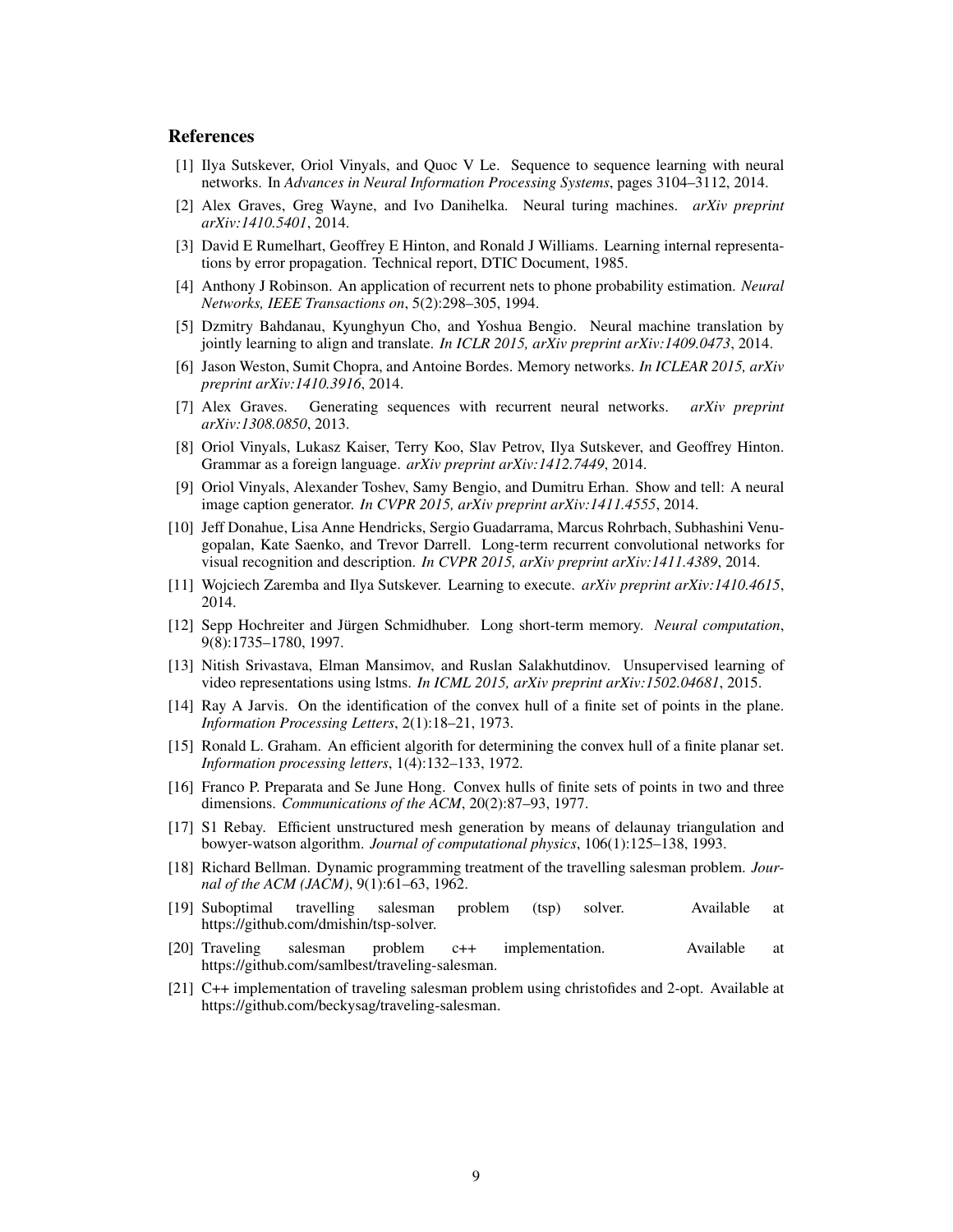## References

[1] Ilya Sutskever, Oriol Vinyals, and Quoc V Le. Sequence to sequence learning with neural networks. In *Advances in Neural Information Processing Systems*, pages 3104–3112, 2014.

[2] Alex Graves, Greg Wayne, and Ivo Danihelka. Neural turing machines. *arXiv preprint arXiv:1410.5401*, 2014.

[3] David E Rumelhart, Geoffrey E Hinton, and Ronald J Williams. Learning internal representations by error propagation. Technical report, DTIC Document, 1985.

[4] Anthony J Robinson. An application of recurrent nets to phone probability estimation. *Neural Networks, IEEE Transactions on*, 5(2):298–305, 1994.

[5] Dzmitry Bahdanau, Kyunghyun Cho, and Yoshua Bengio. Neural machine translation by jointly learning to align and translate. *In ICLR 2015, arXiv preprint arXiv:1409.0473*, 2014.

[6] Jason Weston, Sumit Chopra, and Antoine Bordes. Memory networks. *In ICLEAR 2015, arXiv preprint arXiv:1410.3916*, 2014.

[7] Alex Graves. Generating sequences with recurrent neural networks. *arXiv preprint arXiv:1308.0850*, 2013.

[8] Oriol Vinyals, Lukasz Kaiser, Terry Koo, Slav Petrov, Ilya Sutskever, and Geoffrey Hinton. Grammar as a foreign language. *arXiv preprint arXiv:1412.7449*, 2014.

[9] Oriol Vinyals, Alexander Toshev, Samy Bengio, and Dumitru Erhan. Show and tell: A neural image caption generator. *In CVPR 2015, arXiv preprint arXiv:1411.4555*, 2014.

[10] Jeff Donahue, Lisa Anne Hendricks, Sergio Guadarrama, Marcus Rohrbach, Subhashini Venugopalan, Kate Saenko, and Trevor Darrell. Long-term recurrent convolutional networks for visual recognition and description. *In CVPR 2015, arXiv preprint arXiv:1411.4389*, 2014.

[11] Wojciech Zaremba and Ilya Sutskever. Learning to execute. *arXiv preprint arXiv:1410.4615*, 2014.

[12] Sepp Hochreiter and Jürgen Schmidhuber. Long short-term memory. *Neural computation*, 9(8):1735–1780, 1997.

[13] Nitish Srivastava, Elman Mansimov, and Ruslan Salakhutdinov. Unsupervised learning of video representations using lstms. *In ICML 2015, arXiv preprint arXiv:1502.04681*, 2015.

[14] Ray A Jarvis. On the identification of the convex hull of a finite set of points in the plane. *Information Processing Letters*, 2(1):18–21, 1973.

[15] Ronald L. Graham. An efficient algorith for determining the convex hull of a finite planar set. *Information processing letters*, 1(4):132–133, 1972.

[16] Franco P. Preparata and Se June Hong. Convex hulls of finite sets of points in two and three dimensions. *Communications of the ACM*, 20(2):87–93, 1977.

[17] S1 Rebay. Efficient unstructured mesh generation by means of delaunay triangulation and bowyer-watson algorithm. *Journal of computational physics*, 106(1):125–138, 1993.

[18] Richard Bellman. Dynamic programming treatment of the travelling salesman problem. *Journal of the ACM (JACM)*, 9(1):61–63, 1962.

[19] Suboptimal travelling salesman problem (tsp) solver. Available at https://github.com/dmishin/tsp-solver.

[20] Traveling salesman problem c++ implementation. Available at https://github.com/samlbest/traveling-salesman.

[21] C++ implementation of traveling salesman problem using christofides and 2-opt. Available at https://github.com/beckysag/traveling-salesman.